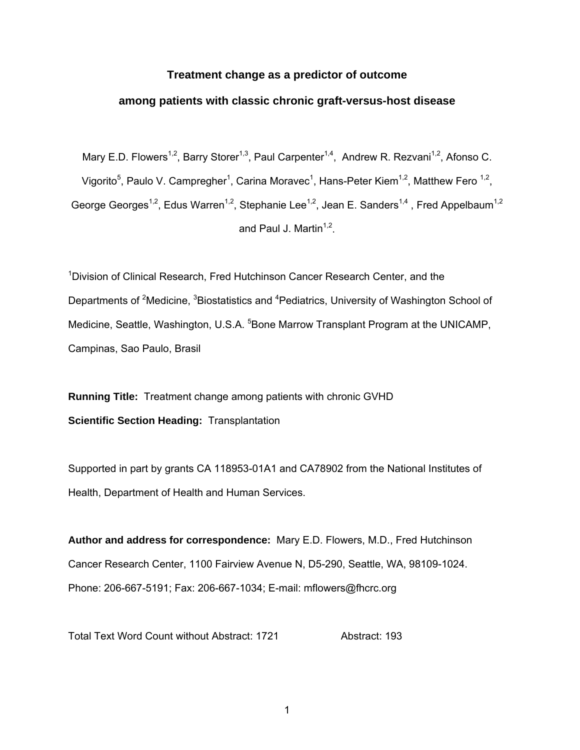# Treatment change as a predictor of outcome among patients with classic chronic graft-versus-host disease

Mary E.D. Flowers[1,2], Barry Storer[1,3], Paul Carpenter[1,4], Andrew R. Rezvani[1,2], Afonso C. Vigorito[5], Paulo V. Campregher[1], Carina Moravec[1], Hans-Peter Kiem[1,2], Matthew Fero [1,2], George Georges[1,2], Edus Warren[1,2], Stephanie Lee[1,2], Jean E. Sanders[1,4] , Fred Appelbaum[1,2] and Paul J. Martin[1,2].

[1]Division of Clinical Research, Fred Hutchinson Cancer Research Center, and the Departments of [2]Medicine, [3]Biostatistics and [4]Pediatrics, University of Washington School of Medicine, Seattle, Washington, U.S.A. [5]Bone Marrow Transplant Program at the UNICAMP, Campinas, Sao Paulo, Brasil

**Running Title:** Treatment change among patients with chronic GVHD

**Scientific Section Heading:** Transplantation

Supported in part by grants CA 118953-01A1 and CA78902 from the National Institutes of Health, Department of Health and Human Services.

**Author and address for correspondence:** Mary E.D. Flowers, M.D., Fred Hutchinson Cancer Research Center, 1100 Fairview Avenue N, D5-290, Seattle, WA, 98109-1024. Phone: 206-667-5191; Fax: 206-667-1034; E-mail: mflowers@fhcrc.org

Total Text Word Count without Abstract: 1721 Abstract: 193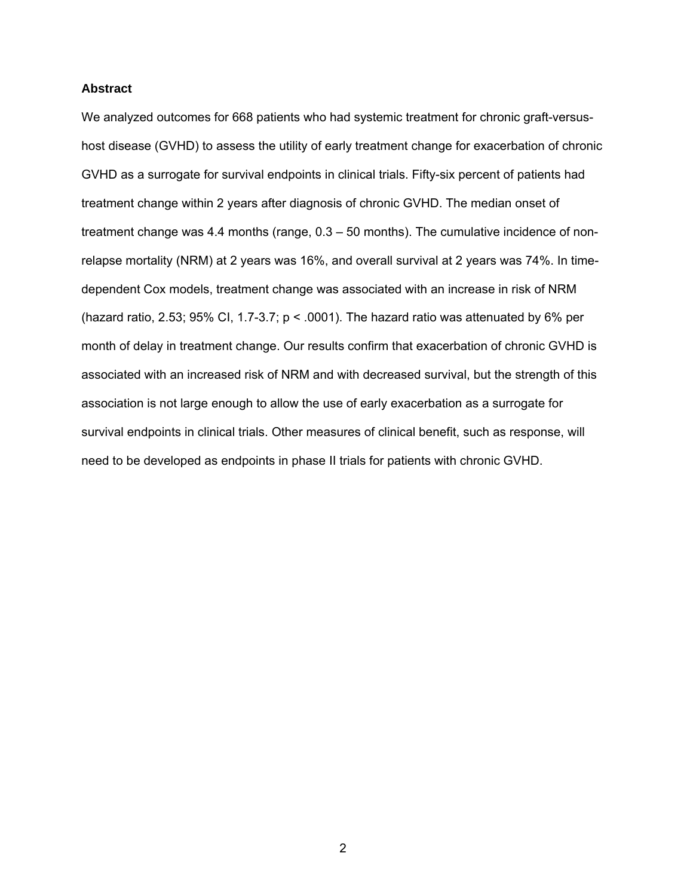## Abstract

We analyzed outcomes for 668 patients who had systemic treatment for chronic graft-versus-host disease (GVHD) to assess the utility of early treatment change for exacerbation of chronic GVHD as a surrogate for survival endpoints in clinical trials. Fifty-six percent of patients had treatment change within 2 years after diagnosis of chronic GVHD. The median onset of treatment change was 4.4 months (range, 0.3 – 50 months). The cumulative incidence of non-relapse mortality (NRM) at 2 years was 16%, and overall survival at 2 years was 74%. In time-dependent Cox models, treatment change was associated with an increase in risk of NRM (hazard ratio, 2.53; 95% CI, 1.7-3.7; $p < .0001$). The hazard ratio was attenuated by 6% per month of delay in treatment change. Our results confirm that exacerbation of chronic GVHD is associated with an increased risk of NRM and with decreased survival, but the strength of this association is not large enough to allow the use of early exacerbation as a surrogate for survival endpoints in clinical trials. Other measures of clinical benefit, such as response, will need to be developed as endpoints in phase II trials for patients with chronic GVHD.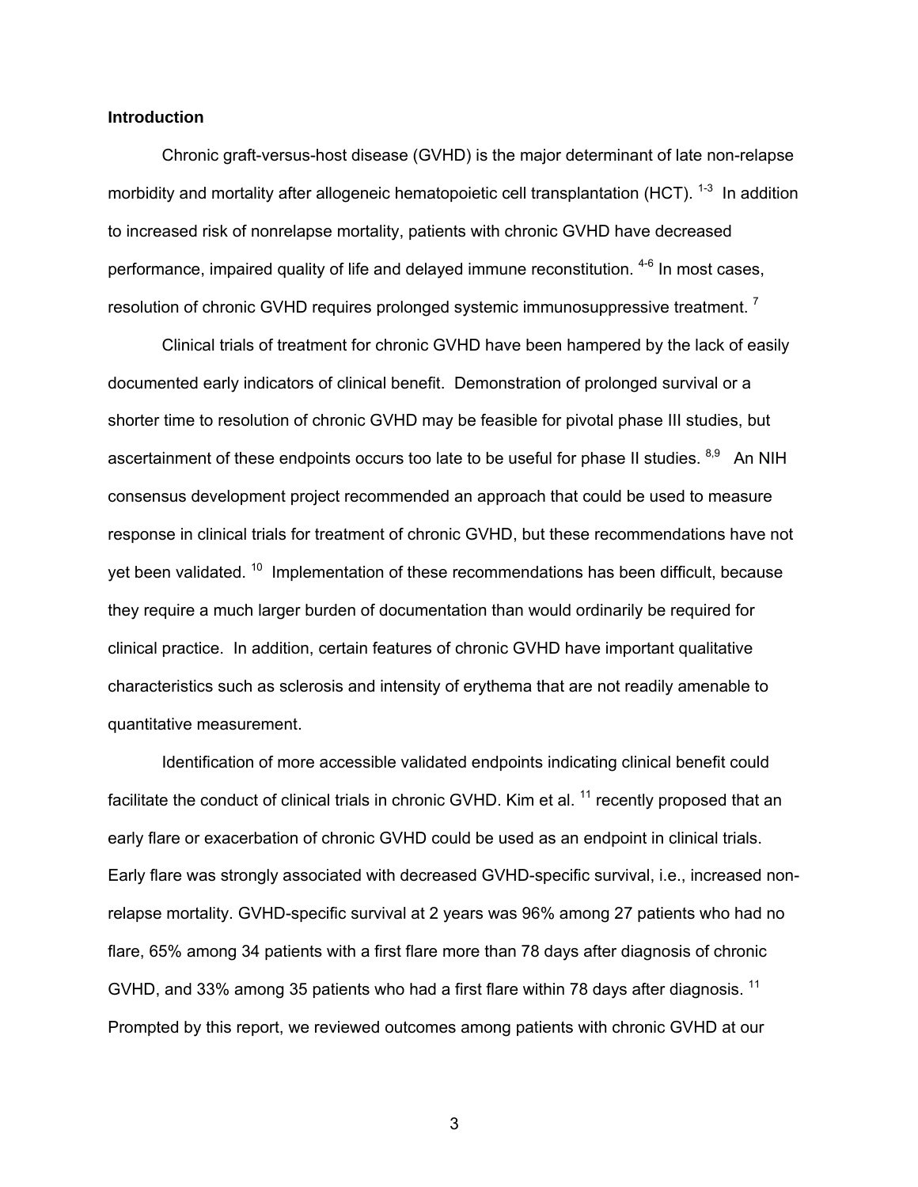## Introduction

Chronic graft-versus-host disease (GVHD) is the major determinant of late non-relapse morbidity and mortality after allogeneic hematopoietic cell transplantation (HCT). [1-3] In addition to increased risk of nonrelapse mortality, patients with chronic GVHD have decreased performance, impaired quality of life and delayed immune reconstitution. [4-6] In most cases, resolution of chronic GVHD requires prolonged systemic immunosuppressive treatment. [7]

Clinical trials of treatment for chronic GVHD have been hampered by the lack of easily documented early indicators of clinical benefit. Demonstration of prolonged survival or a shorter time to resolution of chronic GVHD may be feasible for pivotal phase III studies, but ascertainment of these endpoints occurs too late to be useful for phase II studies. [8,9] An NIH consensus development project recommended an approach that could be used to measure response in clinical trials for treatment of chronic GVHD, but these recommendations have not yet been validated. [10] Implementation of these recommendations has been difficult, because they require a much larger burden of documentation than would ordinarily be required for clinical practice. In addition, certain features of chronic GVHD have important qualitative characteristics such as sclerosis and intensity of erythema that are not readily amenable to quantitative measurement.

Identification of more accessible validated endpoints indicating clinical benefit could facilitate the conduct of clinical trials in chronic GVHD. Kim et al. [11] recently proposed that an early flare or exacerbation of chronic GVHD could be used as an endpoint in clinical trials. Early flare was strongly associated with decreased GVHD-specific survival, i.e., increased non-relapse mortality. GVHD-specific survival at 2 years was 96% among 27 patients who had no flare, 65% among 34 patients with a first flare more than 78 days after diagnosis of chronic GVHD, and 33% among 35 patients who had a first flare within 78 days after diagnosis. [11] Prompted by this report, we reviewed outcomes among patients with chronic GVHD at our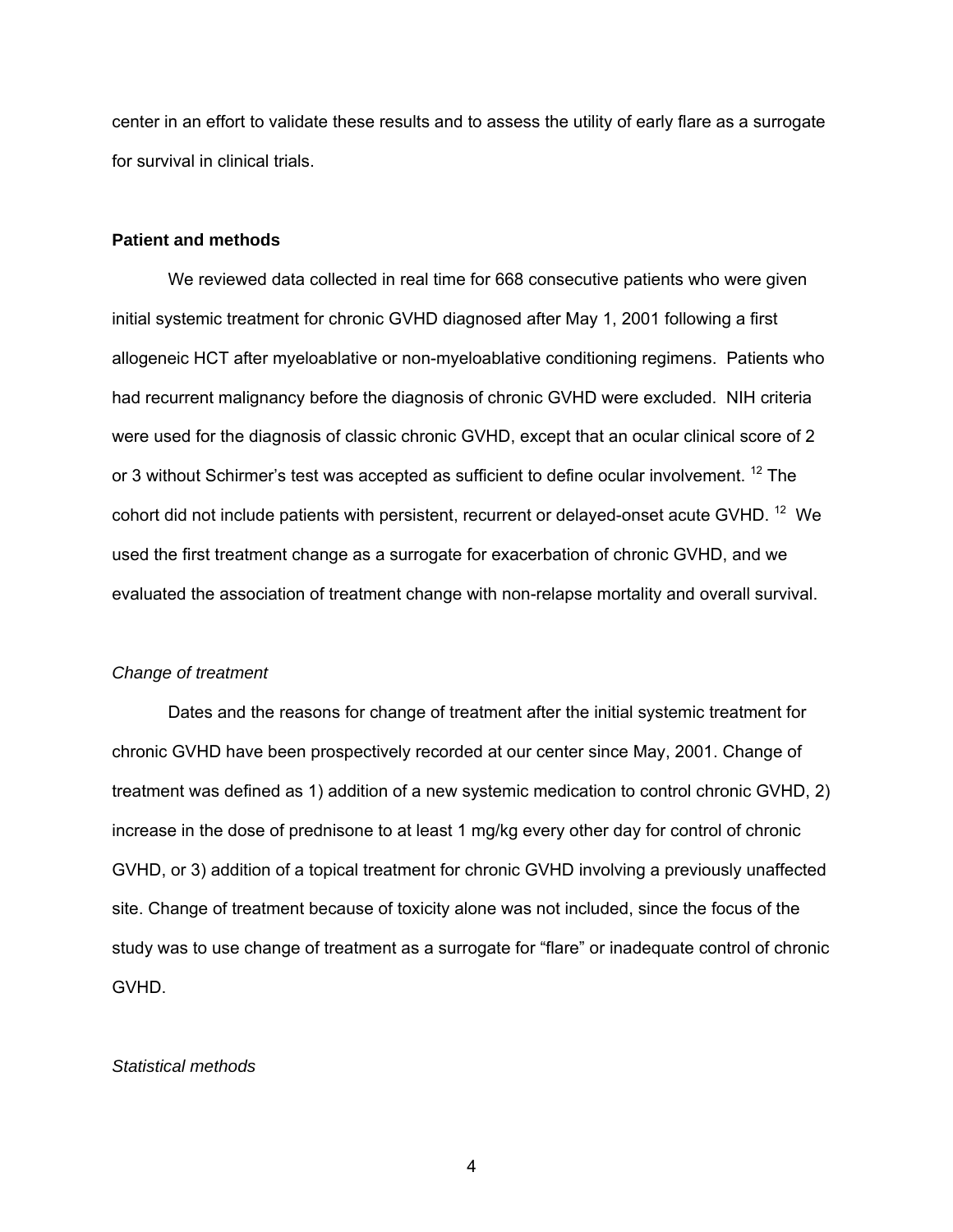center in an effort to validate these results and to assess the utility of early flare as a surrogate for survival in clinical trials.

**Patient and methods**

We reviewed data collected in real time for 668 consecutive patients who were given initial systemic treatment for chronic GVHD diagnosed after May 1, 2001 following a first allogeneic HCT after myeloablative or non-myeloablative conditioning regimens. Patients who had recurrent malignancy before the diagnosis of chronic GVHD were excluded. NIH criteria were used for the diagnosis of classic chronic GVHD, except that an ocular clinical score of 2 or 3 without Schirmer's test was accepted as sufficient to define ocular involvement. [12] The cohort did not include patients with persistent, recurrent or delayed-onset acute GVHD. [12] We used the first treatment change as a surrogate for exacerbation of chronic GVHD, and we evaluated the association of treatment change with non-relapse mortality and overall survival.

*Change of treatment*

Dates and the reasons for change of treatment after the initial systemic treatment for chronic GVHD have been prospectively recorded at our center since May, 2001. Change of treatment was defined as 1) addition of a new systemic medication to control chronic GVHD, 2) increase in the dose of prednisone to at least 1 mg/kg every other day for control of chronic GVHD, or 3) addition of a topical treatment for chronic GVHD involving a previously unaffected site. Change of treatment because of toxicity alone was not included, since the focus of the study was to use change of treatment as a surrogate for "flare" or inadequate control of chronic GVHD.

*Statistical methods*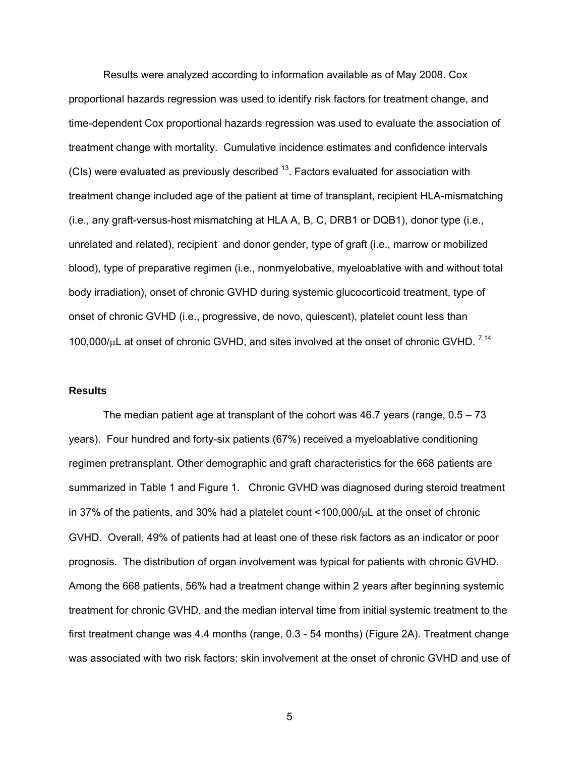Results were analyzed according to information available as of May 2008. Cox proportional hazards regression was used to identify risk factors for treatment change, and time-dependent Cox proportional hazards regression was used to evaluate the association of treatment change with mortality. Cumulative incidence estimates and confidence intervals (CIs) were evaluated as previously described [13]. Factors evaluated for association with treatment change included age of the patient at time of transplant, recipient HLA-mismatching (i.e., any graft-versus-host mismatching at HLA A, B, C, DRB1 or DQB1), donor type (i.e., unrelated and related), recipient and donor gender, type of graft (i.e., marrow or mobilized blood), type of preparative regimen (i.e., nonmyelobative, myeloablative with and without total body irradiation), onset of chronic GVHD during systemic glucocorticoid treatment, type of onset of chronic GVHD (i.e., progressive, de novo, quiescent), platelet count less than 100,000/μL at onset of chronic GVHD, and sites involved at the onset of chronic GVHD. [7,14]

### Results

The median patient age at transplant of the cohort was 46.7 years (range, 0.5 – 73 years). Four hundred and forty-six patients (67%) received a myeloablative conditioning regimen pretransplant. Other demographic and graft characteristics for the 668 patients are summarized in Table 1 and Figure 1. Chronic GVHD was diagnosed during steroid treatment in 37% of the patients, and 30% had a platelet count <100,000/μL at the onset of chronic GVHD. Overall, 49% of patients had at least one of these risk factors as an indicator or poor prognosis. The distribution of organ involvement was typical for patients with chronic GVHD. Among the 668 patients, 56% had a treatment change within 2 years after beginning systemic treatment for chronic GVHD, and the median interval time from initial systemic treatment to the first treatment change was 4.4 months (range, 0.3 - 54 months) (Figure 2A). Treatment change was associated with two risk factors: skin involvement at the onset of chronic GVHD and use of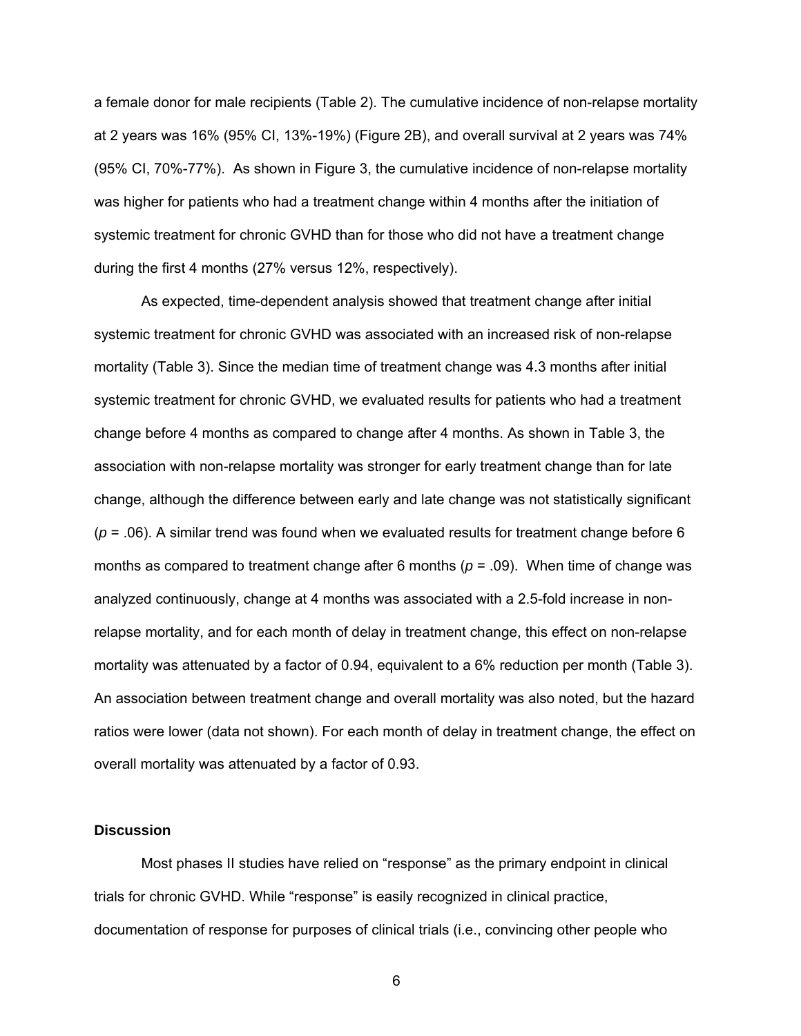a female donor for male recipients (Table 2). The cumulative incidence of non-relapse mortality at 2 years was 16% (95% CI, 13%-19%) (Figure 2B), and overall survival at 2 years was 74% (95% CI, 70%-77%). As shown in Figure 3, the cumulative incidence of non-relapse mortality was higher for patients who had a treatment change within 4 months after the initiation of systemic treatment for chronic GVHD than for those who did not have a treatment change during the first 4 months (27% versus 12%, respectively).

As expected, time-dependent analysis showed that treatment change after initial systemic treatment for chronic GVHD was associated with an increased risk of non-relapse mortality (Table 3). Since the median time of treatment change was 4.3 months after initial systemic treatment for chronic GVHD, we evaluated results for patients who had a treatment change before 4 months as compared to change after 4 months. As shown in Table 3, the association with non-relapse mortality was stronger for early treatment change than for late change, although the difference between early and late change was not statistically significant ($p$ = .06). A similar trend was found when we evaluated results for treatment change before 6 months as compared to treatment change after 6 months ($p$ = .09). When time of change was analyzed continuously, change at 4 months was associated with a 2.5-fold increase in non-relapse mortality, and for each month of delay in treatment change, this effect on non-relapse mortality was attenuated by a factor of 0.94, equivalent to a 6% reduction per month (Table 3). An association between treatment change and overall mortality was also noted, but the hazard ratios were lower (data not shown). For each month of delay in treatment change, the effect on overall mortality was attenuated by a factor of 0.93.

## Discussion

Most phases II studies have relied on "response" as the primary endpoint in clinical trials for chronic GVHD. While "response" is easily recognized in clinical practice, documentation of response for purposes of clinical trials (i.e., convincing other people who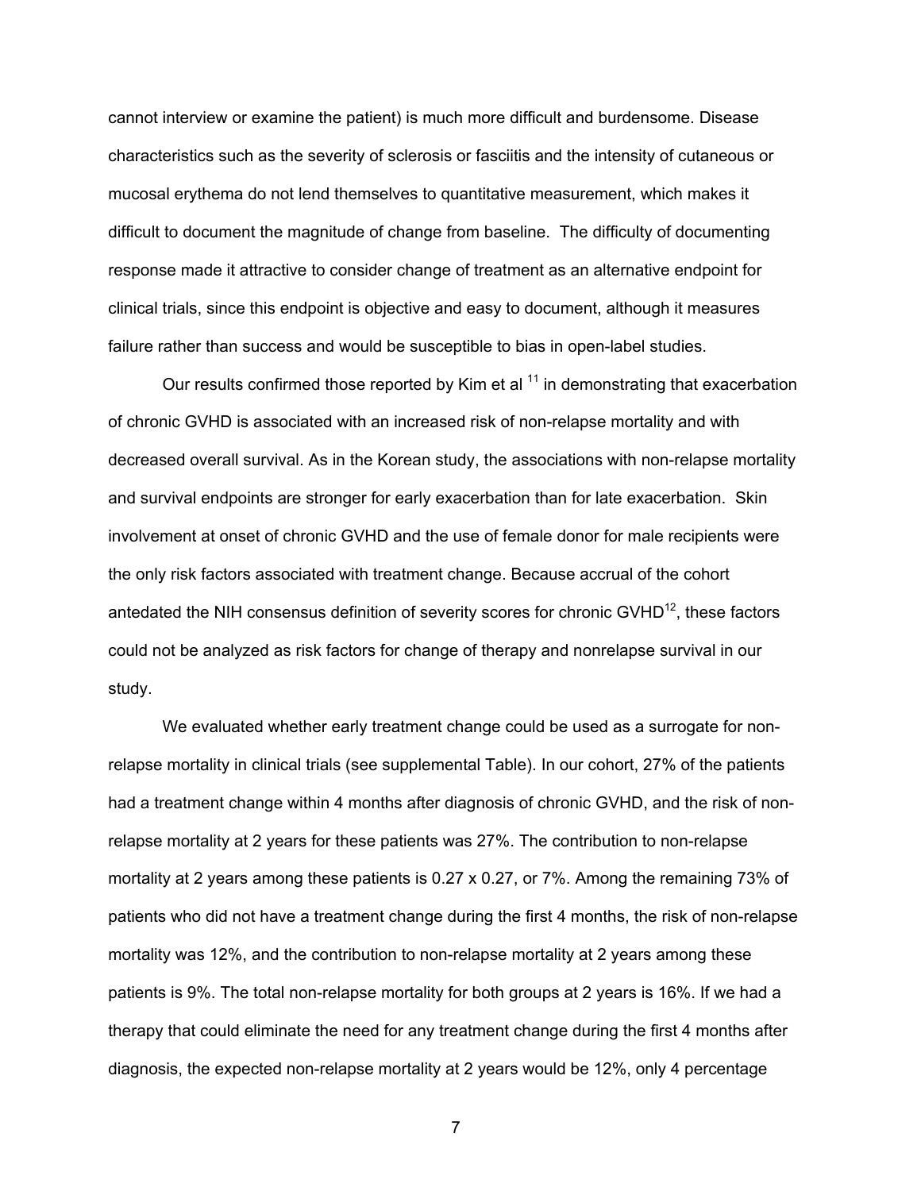cannot interview or examine the patient) is much more difficult and burdensome. Disease characteristics such as the severity of sclerosis or fasciitis and the intensity of cutaneous or mucosal erythema do not lend themselves to quantitative measurement, which makes it difficult to document the magnitude of change from baseline. The difficulty of documenting response made it attractive to consider change of treatment as an alternative endpoint for clinical trials, since this endpoint is objective and easy to document, although it measures failure rather than success and would be susceptible to bias in open-label studies.

Our results confirmed those reported by Kim et al [11] in demonstrating that exacerbation of chronic GVHD is associated with an increased risk of non-relapse mortality and with decreased overall survival. As in the Korean study, the associations with non-relapse mortality and survival endpoints are stronger for early exacerbation than for late exacerbation. Skin involvement at onset of chronic GVHD and the use of female donor for male recipients were the only risk factors associated with treatment change. Because accrual of the cohort antedated the NIH consensus definition of severity scores for chronic GVHD[12], these factors could not be analyzed as risk factors for change of therapy and nonrelapse survival in our study.

We evaluated whether early treatment change could be used as a surrogate for non-relapse mortality in clinical trials (see supplemental Table). In our cohort, 27% of the patients had a treatment change within 4 months after diagnosis of chronic GVHD, and the risk of non-relapse mortality at 2 years for these patients was 27%. The contribution to non-relapse mortality at 2 years among these patients is 0.27 x 0.27, or 7%. Among the remaining 73% of patients who did not have a treatment change during the first 4 months, the risk of non-relapse mortality was 12%, and the contribution to non-relapse mortality at 2 years among these patients is 9%. The total non-relapse mortality for both groups at 2 years is 16%. If we had a therapy that could eliminate the need for any treatment change during the first 4 months after diagnosis, the expected non-relapse mortality at 2 years would be 12%, only 4 percentage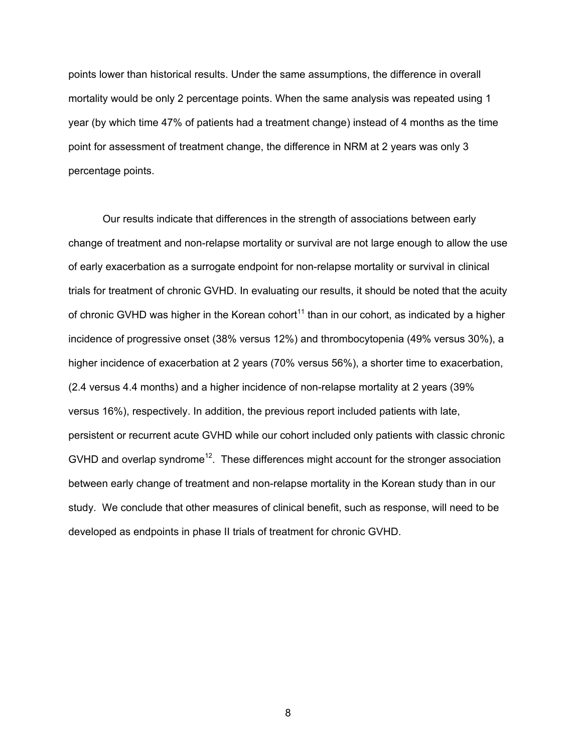points lower than historical results. Under the same assumptions, the difference in overall mortality would be only 2 percentage points. When the same analysis was repeated using 1 year (by which time 47% of patients had a treatment change) instead of 4 months as the time point for assessment of treatment change, the difference in NRM at 2 years was only 3 percentage points.

Our results indicate that differences in the strength of associations between early change of treatment and non-relapse mortality or survival are not large enough to allow the use of early exacerbation as a surrogate endpoint for non-relapse mortality or survival in clinical trials for treatment of chronic GVHD. In evaluating our results, it should be noted that the acuity of chronic GVHD was higher in the Korean cohort[11] than in our cohort, as indicated by a higher incidence of progressive onset (38% versus 12%) and thrombocytopenia (49% versus 30%), a higher incidence of exacerbation at 2 years (70% versus 56%), a shorter time to exacerbation, (2.4 versus 4.4 months) and a higher incidence of non-relapse mortality at 2 years (39% versus 16%), respectively. In addition, the previous report included patients with late, persistent or recurrent acute GVHD while our cohort included only patients with classic chronic GVHD and overlap syndrome[12]. These differences might account for the stronger association between early change of treatment and non-relapse mortality in the Korean study than in our study. We conclude that other measures of clinical benefit, such as response, will need to be developed as endpoints in phase II trials of treatment for chronic GVHD.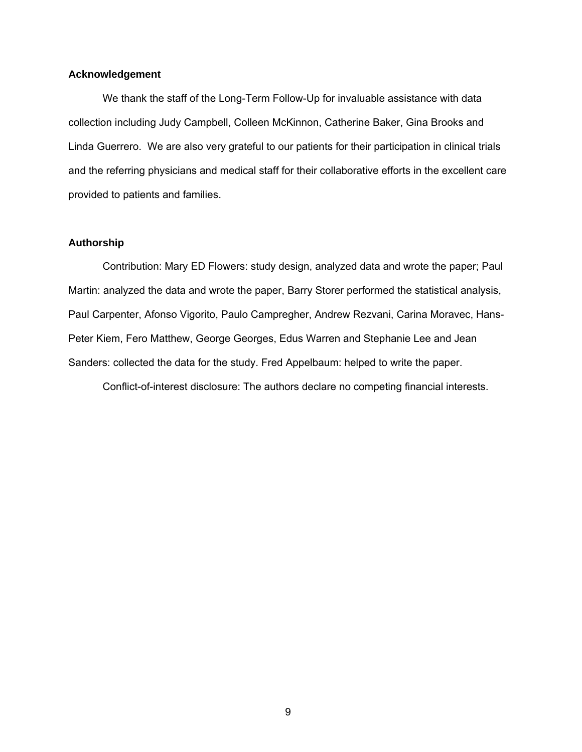### Acknowledgement

We thank the staff of the Long-Term Follow-Up for invaluable assistance with data collection including Judy Campbell, Colleen McKinnon, Catherine Baker, Gina Brooks and Linda Guerrero. We are also very grateful to our patients for their participation in clinical trials and the referring physicians and medical staff for their collaborative efforts in the excellent care provided to patients and families.

### Authorship

Contribution: Mary ED Flowers: study design, analyzed data and wrote the paper; Paul Martin: analyzed the data and wrote the paper, Barry Storer performed the statistical analysis, Paul Carpenter, Afonso Vigorito, Paulo Campregher, Andrew Rezvani, Carina Moravec, Hans-Peter Kiem, Fero Matthew, George Georges, Edus Warren and Stephanie Lee and Jean Sanders: collected the data for the study. Fred Appelbaum: helped to write the paper.

Conflict-of-interest disclosure: The authors declare no competing financial interests.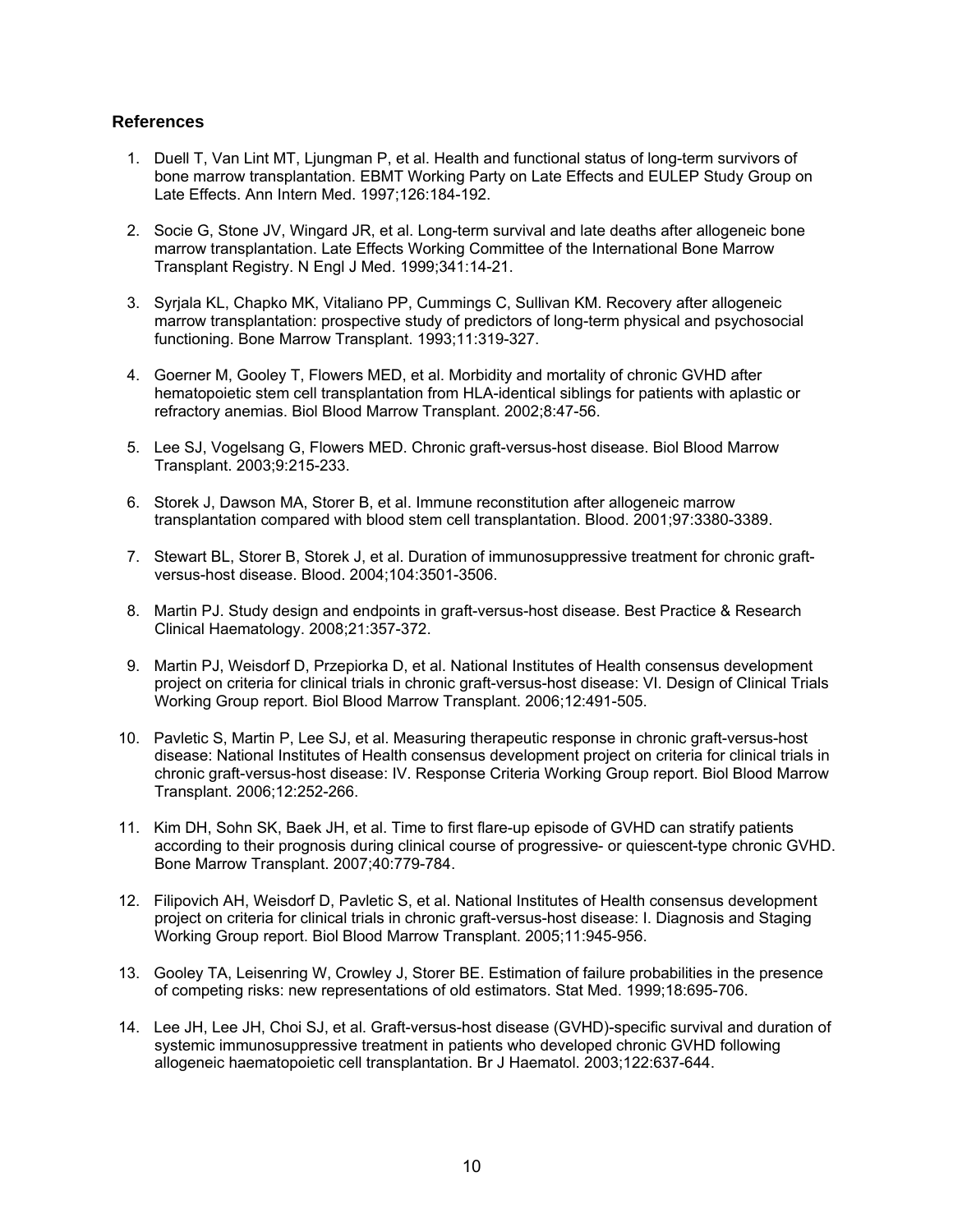## References

1. Duell T, Van Lint MT, Ljungman P, et al. Health and functional status of long-term survivors of bone marrow transplantation. EBMT Working Party on Late Effects and EULEP Study Group on Late Effects. Ann Intern Med. 1997;126:184-192.

2. Socie G, Stone JV, Wingard JR, et al. Long-term survival and late deaths after allogeneic bone marrow transplantation. Late Effects Working Committee of the International Bone Marrow Transplant Registry. N Engl J Med. 1999;341:14-21.

3. Syrjala KL, Chapko MK, Vitaliano PP, Cummings C, Sullivan KM. Recovery after allogeneic marrow transplantation: prospective study of predictors of long-term physical and psychosocial functioning. Bone Marrow Transplant. 1993;11:319-327.

4. Goerner M, Gooley T, Flowers MED, et al. Morbidity and mortality of chronic GVHD after hematopoietic stem cell transplantation from HLA-identical siblings for patients with aplastic or refractory anemias. Biol Blood Marrow Transplant. 2002;8:47-56.

5. Lee SJ, Vogelsang G, Flowers MED. Chronic graft-versus-host disease. Biol Blood Marrow Transplant. 2003;9:215-233.

6. Storek J, Dawson MA, Storer B, et al. Immune reconstitution after allogeneic marrow transplantation compared with blood stem cell transplantation. Blood. 2001;97:3380-3389.

7. Stewart BL, Storer B, Storek J, et al. Duration of immunosuppressive treatment for chronic graft-versus-host disease. Blood. 2004;104:3501-3506.

8. Martin PJ. Study design and endpoints in graft-versus-host disease. Best Practice & Research Clinical Haematology. 2008;21:357-372.

9. Martin PJ, Weisdorf D, Przepiorka D, et al. National Institutes of Health consensus development project on criteria for clinical trials in chronic graft-versus-host disease: VI. Design of Clinical Trials Working Group report. Biol Blood Marrow Transplant. 2006;12:491-505.

10. Pavletic S, Martin P, Lee SJ, et al. Measuring therapeutic response in chronic graft-versus-host disease: National Institutes of Health consensus development project on criteria for clinical trials in chronic graft-versus-host disease: IV. Response Criteria Working Group report. Biol Blood Marrow Transplant. 2006;12:252-266.

11. Kim DH, Sohn SK, Baek JH, et al. Time to first flare-up episode of GVHD can stratify patients according to their prognosis during clinical course of progressive- or quiescent-type chronic GVHD. Bone Marrow Transplant. 2007;40:779-784.

12. Filipovich AH, Weisdorf D, Pavletic S, et al. National Institutes of Health consensus development project on criteria for clinical trials in chronic graft-versus-host disease: I. Diagnosis and Staging Working Group report. Biol Blood Marrow Transplant. 2005;11:945-956.

13. Gooley TA, Leisenring W, Crowley J, Storer BE. Estimation of failure probabilities in the presence of competing risks: new representations of old estimators. Stat Med. 1999;18:695-706.

14. Lee JH, Lee JH, Choi SJ, et al. Graft-versus-host disease (GVHD)-specific survival and duration of systemic immunosuppressive treatment in patients who developed chronic GVHD following allogeneic haematopoietic cell transplantation. Br J Haematol. 2003;122:637-644.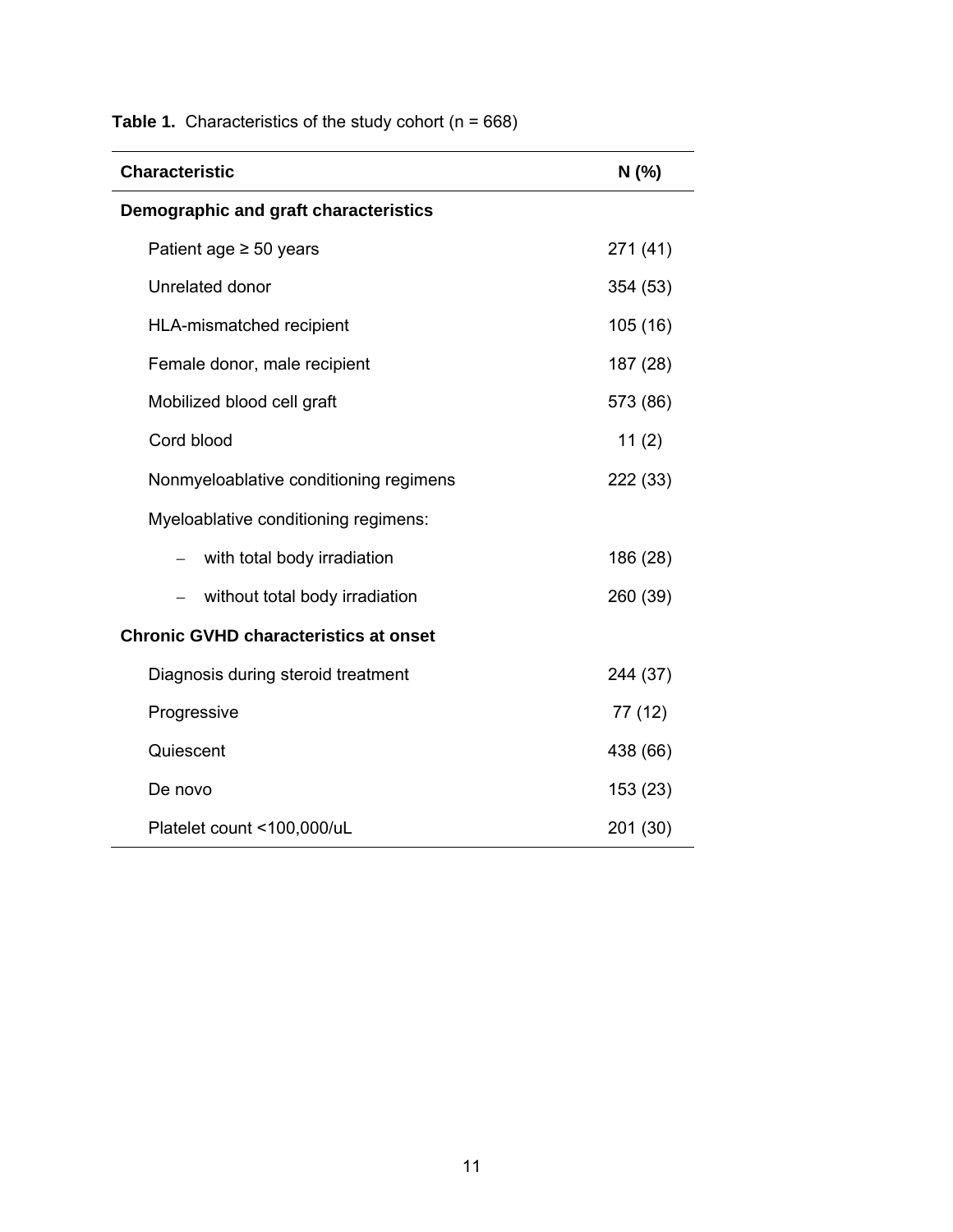**Table 1.** Characteristics of the study cohort (n = 668)

| Characteristic | N (%) |
|---|---|
| **Demographic and graft characteristics** | |
| Patient age ≥ 50 years | 271 (41) |
| Unrelated donor | 354 (53) |
| HLA-mismatched recipient | 105 (16) |
| Female donor, male recipient | 187 (28) |
| Mobilized blood cell graft | 573 (86) |
| Cord blood | 11 (2) |
| Nonmyeloablative conditioning regimens | 222 (33) |
| Myeloablative conditioning regimens: | |
| – with total body irradiation | 186 (28) |
| – without total body irradiation | 260 (39) |
| **Chronic GVHD characteristics at onset** | |
| Diagnosis during steroid treatment | 244 (37) |
| Progressive | 77 (12) |
| Quiescent | 438 (66) |
| De novo | 153 (23) |
| Platelet count <100,000/uL | 201 (30) |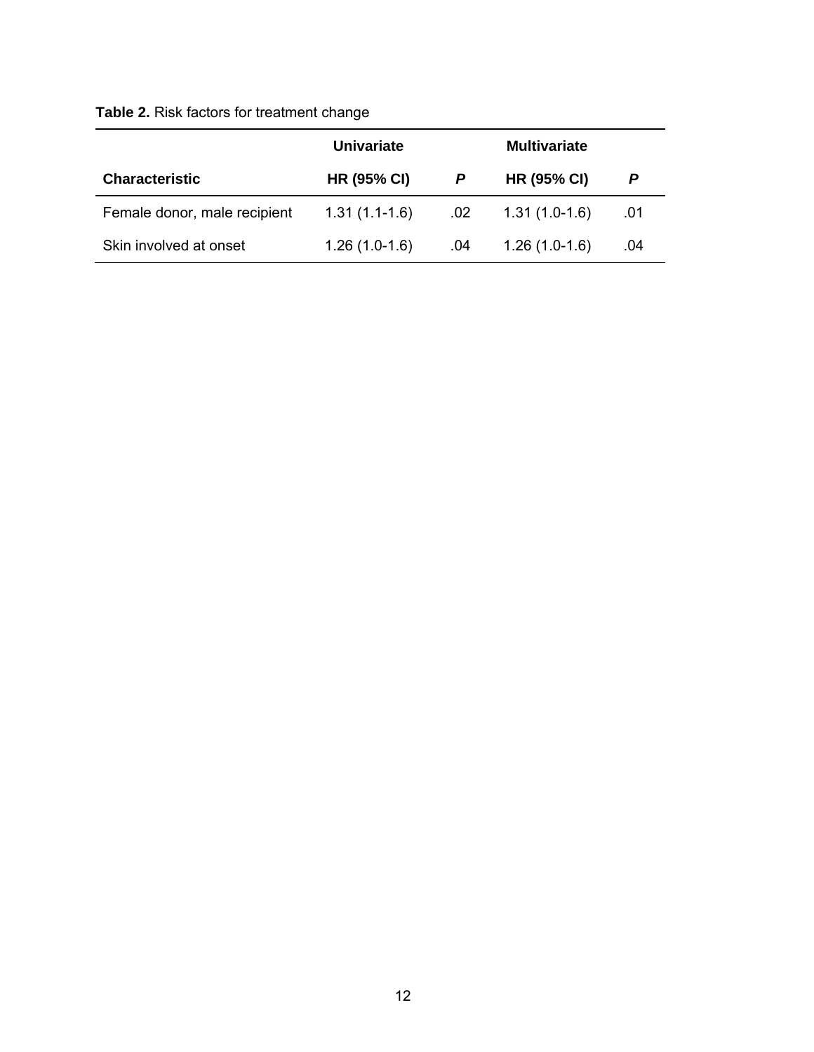**Table 2.** Risk factors for treatment change

| | Univariate | | Multivariate | |
|---|---|---|---|---|
| **Characteristic** | **HR (95% CI)** | ***P*** | **HR (95% CI)** | ***P*** |
| Female donor, male recipient | 1.31 (1.1-1.6) | .02 | 1.31 (1.0-1.6) | .01 |
| Skin involved at onset | 1.26 (1.0-1.6) | .04 | 1.26 (1.0-1.6) | .04 |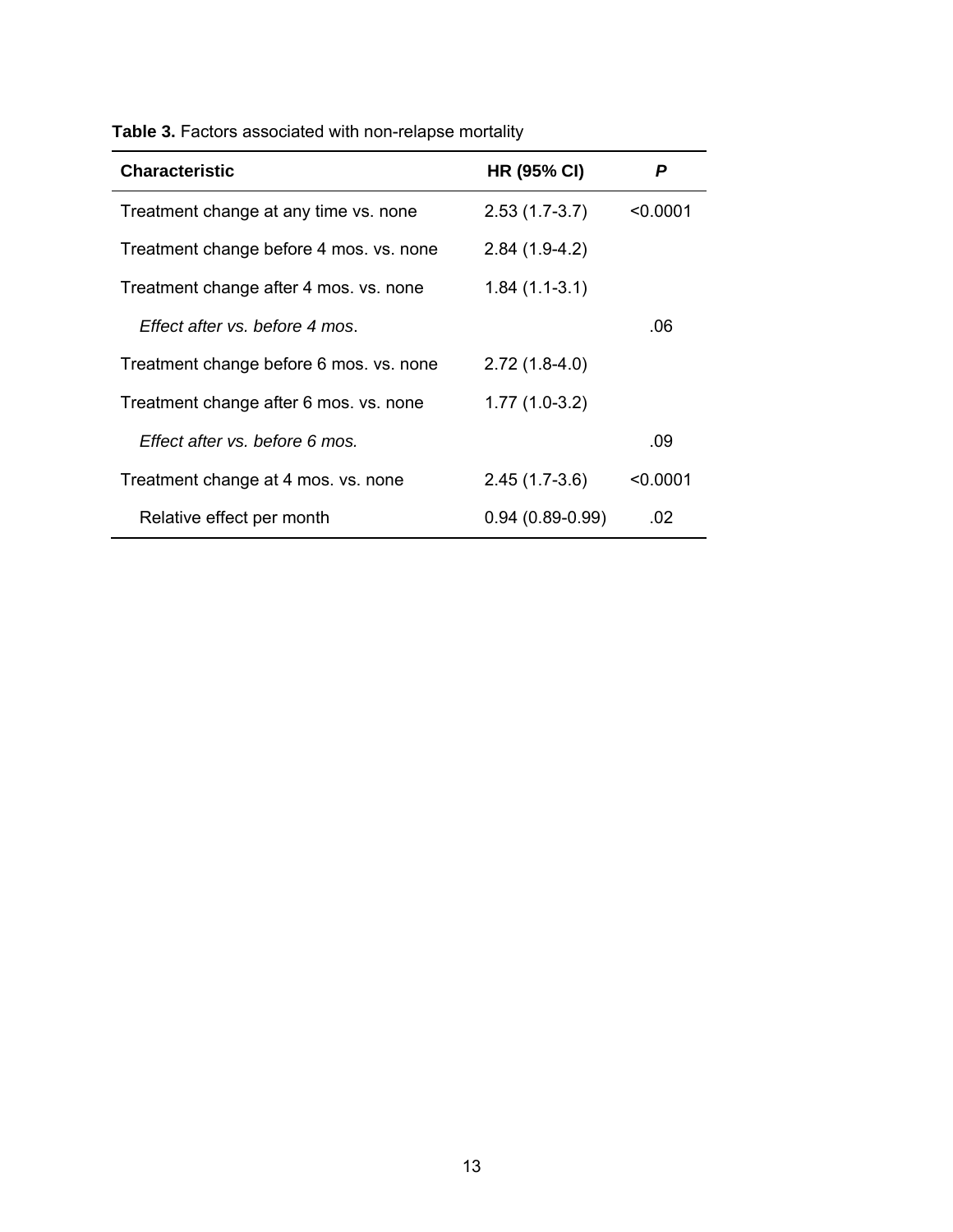**Table 3.** Factors associated with non-relapse mortality

| Characteristic | HR (95% CI) | *P* |
|---|---|---|
| Treatment change at any time vs. none | 2.53 (1.7-3.7) | <0.0001 |
| Treatment change before 4 mos. vs. none | 2.84 (1.9-4.2) | |
| Treatment change after 4 mos. vs. none | 1.84 (1.1-3.1) | |
| *Effect after vs. before 4 mos*. | | .06 |
| Treatment change before 6 mos. vs. none | 2.72 (1.8-4.0) | |
| Treatment change after 6 mos. vs. none | 1.77 (1.0-3.2) | |
| *Effect after vs. before 6 mos.* | | .09 |
| Treatment change at 4 mos. vs. none | 2.45 (1.7-3.6) | <0.0001 |
| Relative effect per month | 0.94 (0.89-0.99) | .02 |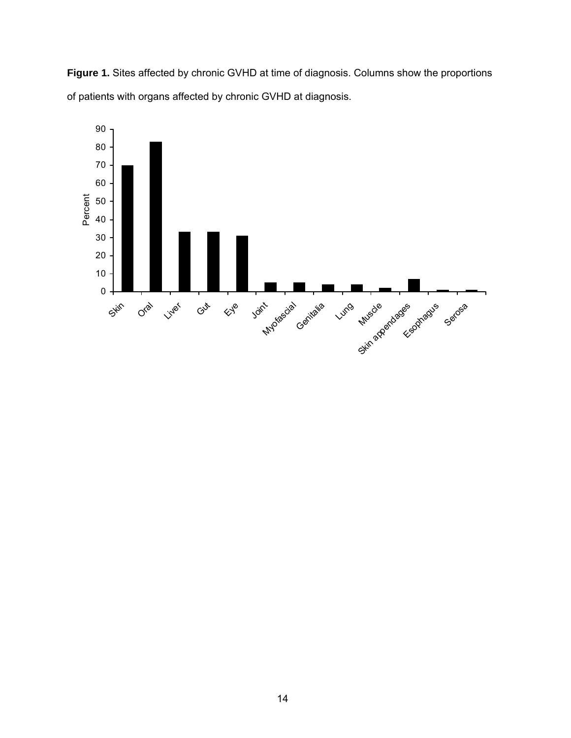**Figure 1.** Sites affected by chronic GVHD at time of diagnosis. Columns show the proportions of patients with organs affected by chronic GVHD at diagnosis.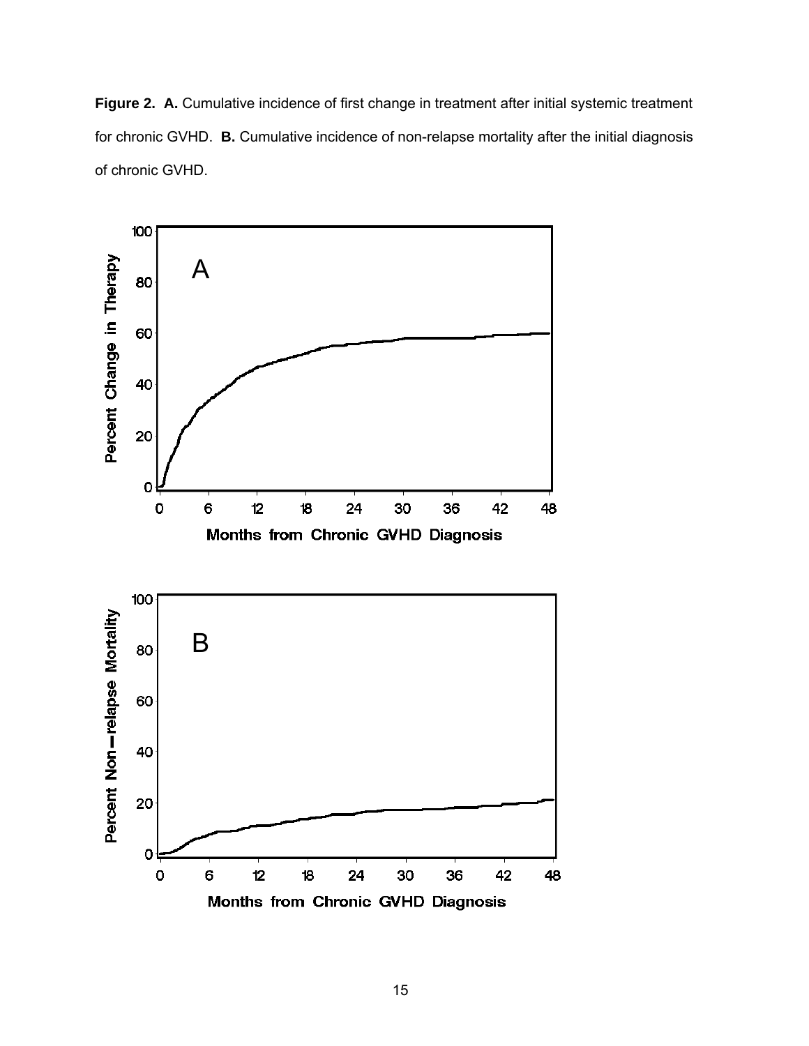**Figure 2. A.** Cumulative incidence of first change in treatment after initial systemic treatment for chronic GVHD. **B.** Cumulative incidence of non-relapse mortality after the initial diagnosis of chronic GVHD.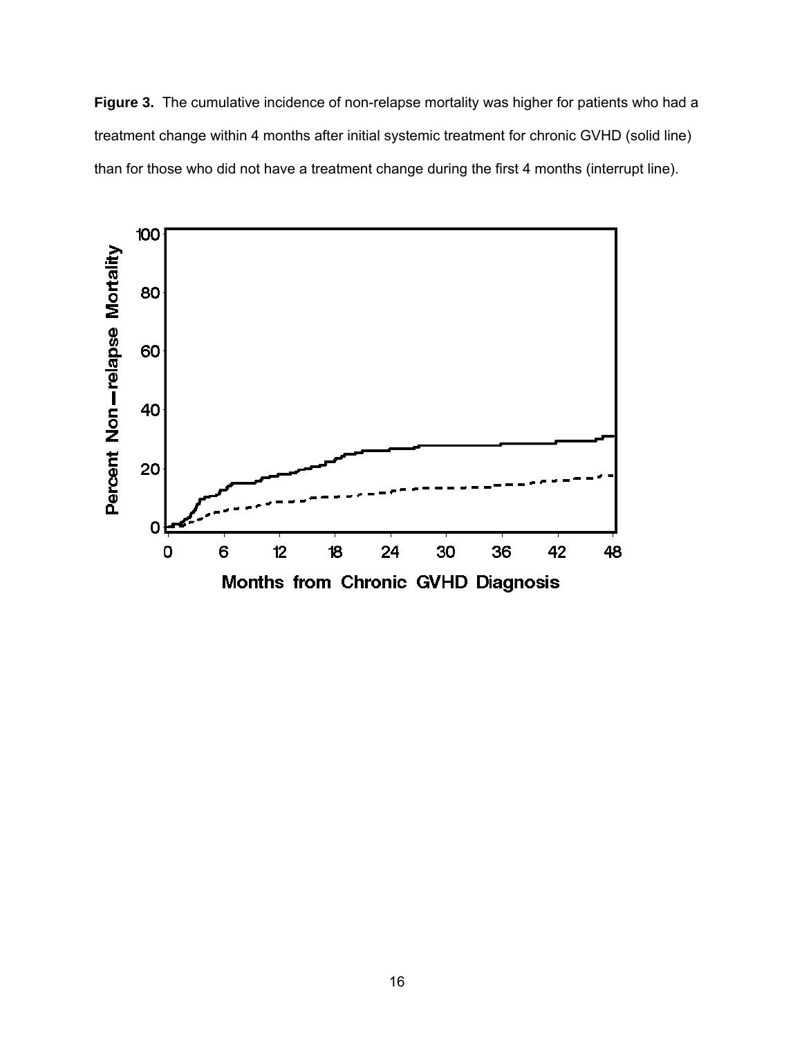**Figure 3.** The cumulative incidence of non-relapse mortality was higher for patients who had a treatment change within 4 months after initial systemic treatment for chronic GVHD (solid line) than for those who did not have a treatment change during the first 4 months (interrupt line).

Percent Non-relapse Mortality

100

80

60

40

20

0

0 6 12 18 24 30 36 42 48

Months from Chronic GVHD Diagnosis